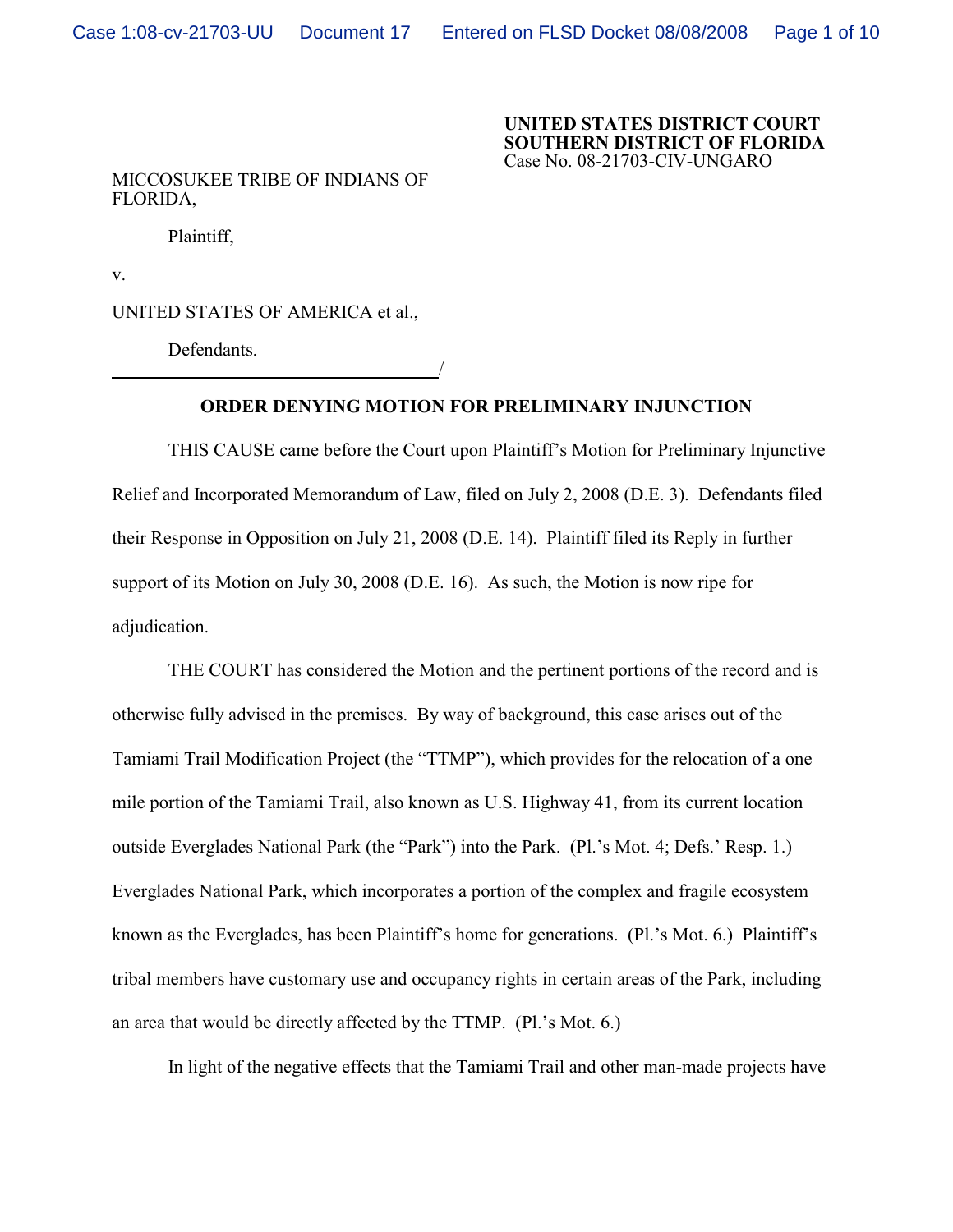**UNITED STATES DISTRICT COURT**
**SOUTHERN DISTRICT OF FLORIDA**
Case No. 08-21703-CIV-UNGARO

MICCOSUKEE TRIBE OF INDIANS OF FLORIDA,

Plaintiff,

v.

UNITED STATES OF AMERICA et al.,

Defendants.

_______________________________________/

## ORDER DENYING MOTION FOR PRELIMINARY INJUNCTION

THIS CAUSE came before the Court upon Plaintiff's Motion for Preliminary Injunctive Relief and Incorporated Memorandum of Law, filed on July 2, 2008 (D.E. 3). Defendants filed their Response in Opposition on July 21, 2008 (D.E. 14). Plaintiff filed its Reply in further support of its Motion on July 30, 2008 (D.E. 16). As such, the Motion is now ripe for adjudication.

THE COURT has considered the Motion and the pertinent portions of the record and is otherwise fully advised in the premises. By way of background, this case arises out of the Tamiami Trail Modification Project (the "TTMP"), which provides for the relocation of a one mile portion of the Tamiami Trail, also known as U.S. Highway 41, from its current location outside Everglades National Park (the "Park") into the Park. (Pl.'s Mot. 4; Defs.' Resp. 1.) Everglades National Park, which incorporates a portion of the complex and fragile ecosystem known as the Everglades, has been Plaintiff's home for generations. (Pl.'s Mot. 6.) Plaintiff's tribal members have customary use and occupancy rights in certain areas of the Park, including an area that would be directly affected by the TTMP. (Pl.'s Mot. 6.)

In light of the negative effects that the Tamiami Trail and other man-made projects have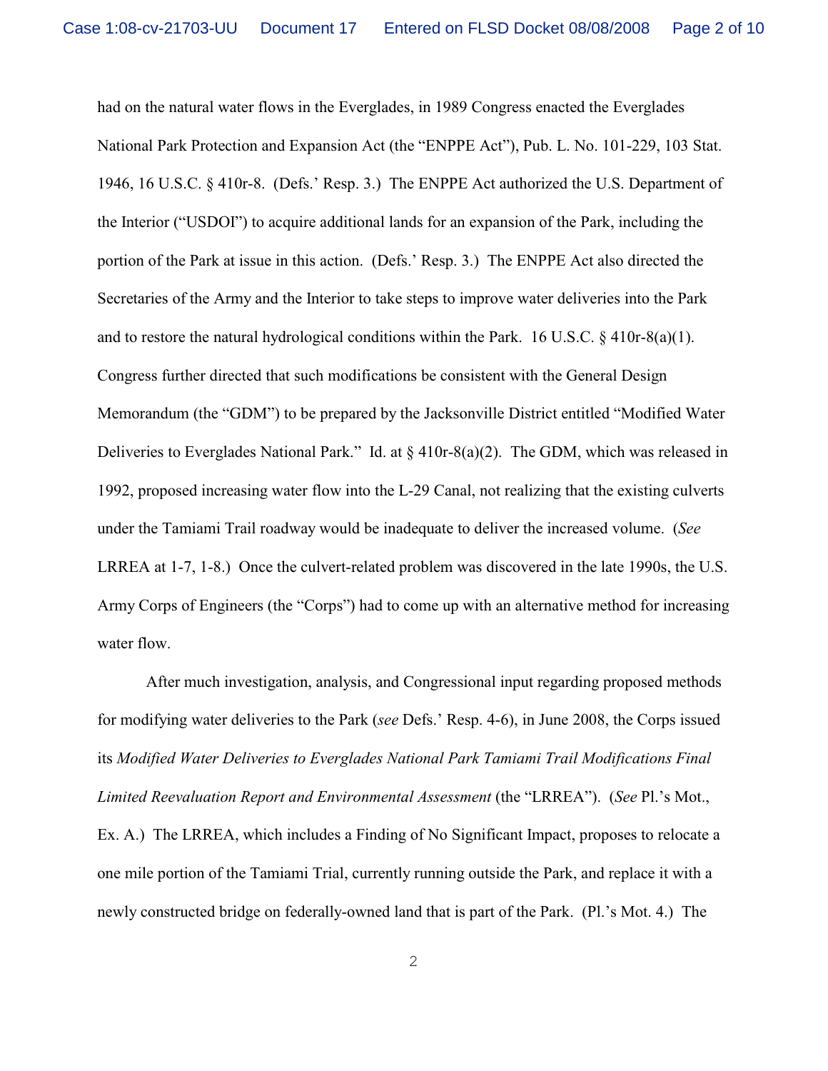had on the natural water flows in the Everglades, in 1989 Congress enacted the Everglades National Park Protection and Expansion Act (the "ENPPE Act"), Pub. L. No. 101-229, 103 Stat. 1946, 16 U.S.C. § 410r-8. (Defs.' Resp. 3.) The ENPPE Act authorized the U.S. Department of the Interior ("USDOI") to acquire additional lands for an expansion of the Park, including the portion of the Park at issue in this action. (Defs.' Resp. 3.) The ENPPE Act also directed the Secretaries of the Army and the Interior to take steps to improve water deliveries into the Park and to restore the natural hydrological conditions within the Park. 16 U.S.C. § 410r-8(a)(1). Congress further directed that such modifications be consistent with the General Design Memorandum (the "GDM") to be prepared by the Jacksonville District entitled "Modified Water Deliveries to Everglades National Park." Id. at § 410r-8(a)(2). The GDM, which was released in 1992, proposed increasing water flow into the L-29 Canal, not realizing that the existing culverts under the Tamiami Trail roadway would be inadequate to deliver the increased volume. (*See* LRREA at 1-7, 1-8.) Once the culvert-related problem was discovered in the late 1990s, the U.S. Army Corps of Engineers (the "Corps") had to come up with an alternative method for increasing water flow.

After much investigation, analysis, and Congressional input regarding proposed methods for modifying water deliveries to the Park (*see* Defs.' Resp. 4-6), in June 2008, the Corps issued its *Modified Water Deliveries to Everglades National Park Tamiami Trail Modifications Final Limited Reevaluation Report and Environmental Assessment* (the "LRREA"). (*See* Pl.'s Mot., Ex. A.) The LRREA, which includes a Finding of No Significant Impact, proposes to relocate a one mile portion of the Tamiami Trial, currently running outside the Park, and replace it with a newly constructed bridge on federally-owned land that is part of the Park. (Pl.'s Mot. 4.) The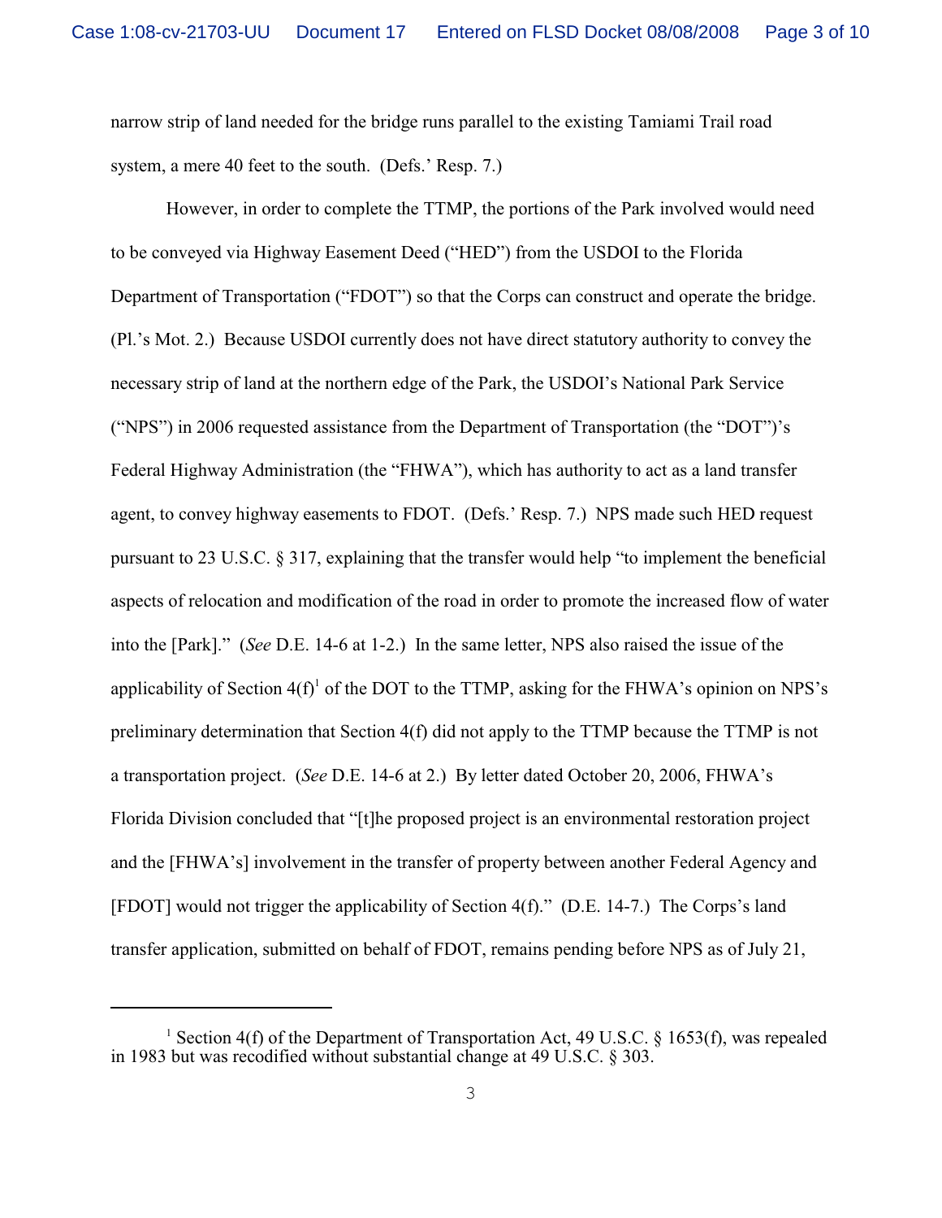narrow strip of land needed for the bridge runs parallel to the existing Tamiami Trail road system, a mere 40 feet to the south. (Defs.' Resp. 7.)

However, in order to complete the TTMP, the portions of the Park involved would need to be conveyed via Highway Easement Deed ("HED") from the USDOI to the Florida Department of Transportation ("FDOT") so that the Corps can construct and operate the bridge. (Pl.'s Mot. 2.) Because USDOI currently does not have direct statutory authority to convey the necessary strip of land at the northern edge of the Park, the USDOI's National Park Service ("NPS") in 2006 requested assistance from the Department of Transportation (the "DOT")'s Federal Highway Administration (the "FHWA"), which has authority to act as a land transfer agent, to convey highway easements to FDOT. (Defs.' Resp. 7.) NPS made such HED request pursuant to 23 U.S.C. § 317, explaining that the transfer would help "to implement the beneficial aspects of relocation and modification of the road in order to promote the increased flow of water into the [Park]." (*See* D.E. 14-6 at 1-2.) In the same letter, NPS also raised the issue of the applicability of Section 4(f)[1] of the DOT to the TTMP, asking for the FHWA's opinion on NPS's preliminary determination that Section 4(f) did not apply to the TTMP because the TTMP is not a transportation project. (*See* D.E. 14-6 at 2.) By letter dated October 20, 2006, FHWA's Florida Division concluded that "[t]he proposed project is an environmental restoration project and the [FHWA's] involvement in the transfer of property between another Federal Agency and [FDOT] would not trigger the applicability of Section 4(f)." (D.E. 14-7.) The Corps's land transfer application, submitted on behalf of FDOT, remains pending before NPS as of July 21,

---

[1] Section 4(f) of the Department of Transportation Act, 49 U.S.C. § 1653(f), was repealed in 1983 but was recodified without substantial change at 49 U.S.C. § 303.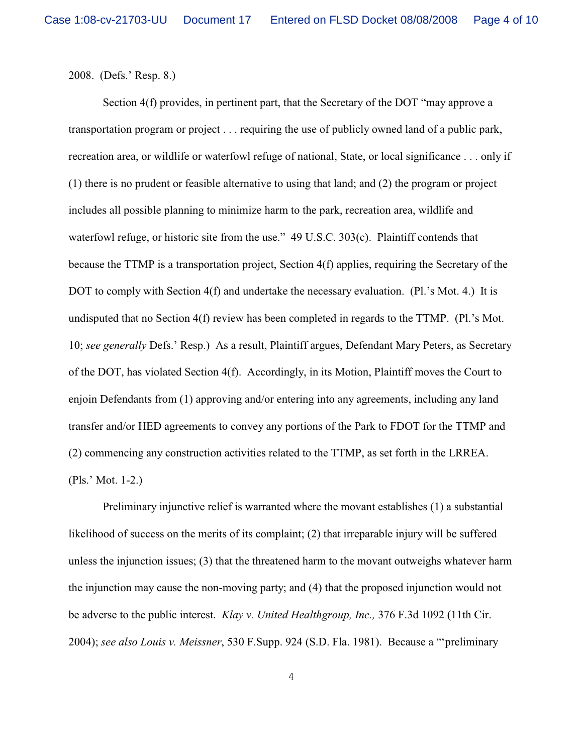2008. (Defs.' Resp. 8.)

Section 4(f) provides, in pertinent part, that the Secretary of the DOT "may approve a transportation program or project . . . requiring the use of publicly owned land of a public park, recreation area, or wildlife or waterfowl refuge of national, State, or local significance . . . only if (1) there is no prudent or feasible alternative to using that land; and (2) the program or project includes all possible planning to minimize harm to the park, recreation area, wildlife and waterfowl refuge, or historic site from the use." 49 U.S.C. 303(c). Plaintiff contends that because the TTMP is a transportation project, Section 4(f) applies, requiring the Secretary of the DOT to comply with Section 4(f) and undertake the necessary evaluation. (Pl.'s Mot. 4.) It is undisputed that no Section 4(f) review has been completed in regards to the TTMP. (Pl.'s Mot. 10; *see generally* Defs.' Resp.) As a result, Plaintiff argues, Defendant Mary Peters, as Secretary of the DOT, has violated Section 4(f). Accordingly, in its Motion, Plaintiff moves the Court to enjoin Defendants from (1) approving and/or entering into any agreements, including any land transfer and/or HED agreements to convey any portions of the Park to FDOT for the TTMP and (2) commencing any construction activities related to the TTMP, as set forth in the LRREA. (Pls.' Mot. 1-2.)

Preliminary injunctive relief is warranted where the movant establishes (1) a substantial likelihood of success on the merits of its complaint; (2) that irreparable injury will be suffered unless the injunction issues; (3) that the threatened harm to the movant outweighs whatever harm the injunction may cause the non-moving party; and (4) that the proposed injunction would not be adverse to the public interest. *Klay v. United Healthgroup, Inc.,* 376 F.3d 1092 (11th Cir. 2004); *see also Louis v. Meissner*, 530 F.Supp. 924 (S.D. Fla. 1981). Because a "'preliminary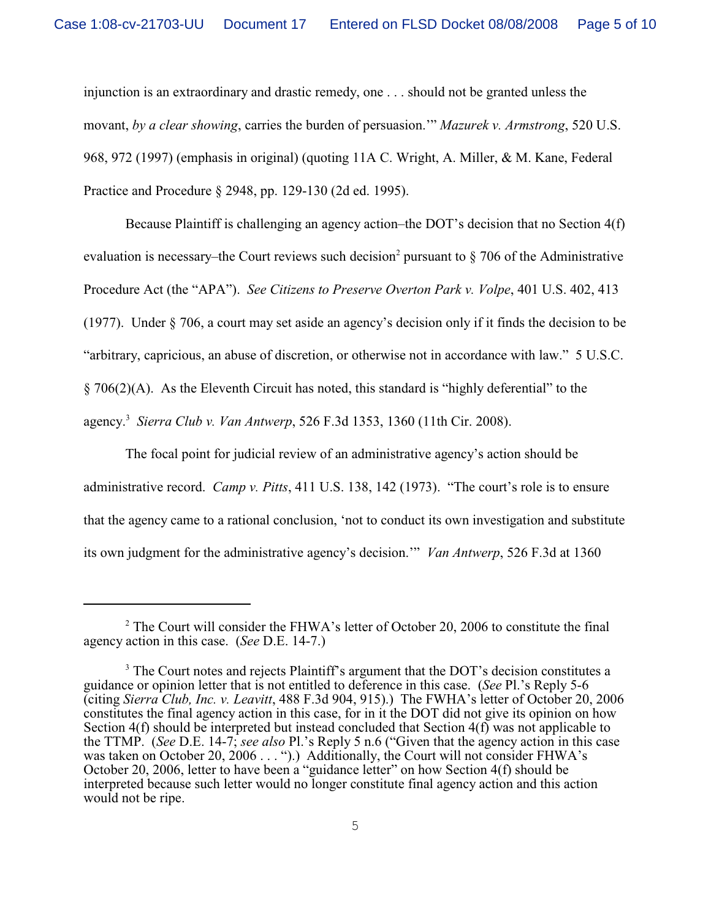injunction is an extraordinary and drastic remedy, one . . . should not be granted unless the movant, *by a clear showing*, carries the burden of persuasion.'" *Mazurek v. Armstrong*, 520 U.S. 968, 972 (1997) (emphasis in original) (quoting 11A C. Wright, A. Miller, & M. Kane, Federal Practice and Procedure § 2948, pp. 129-130 (2d ed. 1995).

Because Plaintiff is challenging an agency action–the DOT's decision that no Section 4(f) evaluation is necessary–the Court reviews such decision[2] pursuant to § 706 of the Administrative Procedure Act (the "APA"). *See Citizens to Preserve Overton Park v. Volpe*, 401 U.S. 402, 413 (1977). Under § 706, a court may set aside an agency's decision only if it finds the decision to be "arbitrary, capricious, an abuse of discretion, or otherwise not in accordance with law." 5 U.S.C. § 706(2)(A). As the Eleventh Circuit has noted, this standard is "highly deferential" to the agency.[3] *Sierra Club v. Van Antwerp*, 526 F.3d 1353, 1360 (11th Cir. 2008).

The focal point for judicial review of an administrative agency's action should be administrative record. *Camp v. Pitts*, 411 U.S. 138, 142 (1973). "The court's role is to ensure that the agency came to a rational conclusion, 'not to conduct its own investigation and substitute its own judgment for the administrative agency's decision.'" *Van Antwerp*, 526 F.3d at 1360

---

[2] The Court will consider the FHWA's letter of October 20, 2006 to constitute the final agency action in this case. (*See* D.E. 14-7.)

[3] The Court notes and rejects Plaintiff's argument that the DOT's decision constitutes a guidance or opinion letter that is not entitled to deference in this case. (*See* Pl.'s Reply 5-6 (citing *Sierra Club, Inc. v. Leavitt*, 488 F.3d 904, 915).) The FWHA's letter of October 20, 2006 constitutes the final agency action in this case, for in it the DOT did not give its opinion on how Section 4(f) should be interpreted but instead concluded that Section 4(f) was not applicable to the TTMP. (*See* D.E. 14-7; *see also* Pl.'s Reply 5 n.6 ("Given that the agency action in this case was taken on October 20, 2006 . . . ").) Additionally, the Court will not consider FHWA's October 20, 2006, letter to have been a "guidance letter" on how Section 4(f) should be interpreted because such letter would no longer constitute final agency action and this action would not be ripe.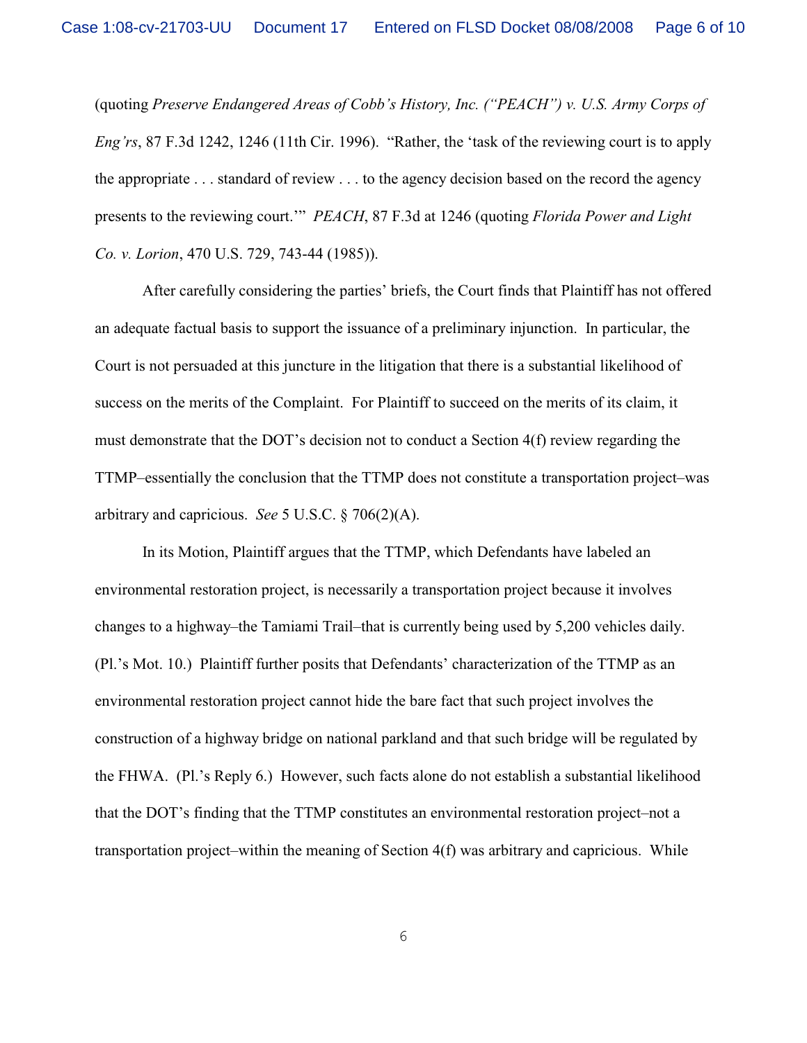(quoting *Preserve Endangered Areas of Cobb's History, Inc. ("PEACH") v. U.S. Army Corps of Eng'rs*, 87 F.3d 1242, 1246 (11th Cir. 1996). "Rather, the 'task of the reviewing court is to apply the appropriate . . . standard of review . . . to the agency decision based on the record the agency presents to the reviewing court.'" *PEACH*, 87 F.3d at 1246 (quoting *Florida Power and Light Co. v. Lorion*, 470 U.S. 729, 743-44 (1985)).

After carefully considering the parties' briefs, the Court finds that Plaintiff has not offered an adequate factual basis to support the issuance of a preliminary injunction. In particular, the Court is not persuaded at this juncture in the litigation that there is a substantial likelihood of success on the merits of the Complaint. For Plaintiff to succeed on the merits of its claim, it must demonstrate that the DOT's decision not to conduct a Section 4(f) review regarding the TTMP–essentially the conclusion that the TTMP does not constitute a transportation project–was arbitrary and capricious. *See* 5 U.S.C. § 706(2)(A).

In its Motion, Plaintiff argues that the TTMP, which Defendants have labeled an environmental restoration project, is necessarily a transportation project because it involves changes to a highway–the Tamiami Trail–that is currently being used by 5,200 vehicles daily. (Pl.'s Mot. 10.) Plaintiff further posits that Defendants' characterization of the TTMP as an environmental restoration project cannot hide the bare fact that such project involves the construction of a highway bridge on national parkland and that such bridge will be regulated by the FHWA. (Pl.'s Reply 6.) However, such facts alone do not establish a substantial likelihood that the DOT's finding that the TTMP constitutes an environmental restoration project–not a transportation project–within the meaning of Section 4(f) was arbitrary and capricious. While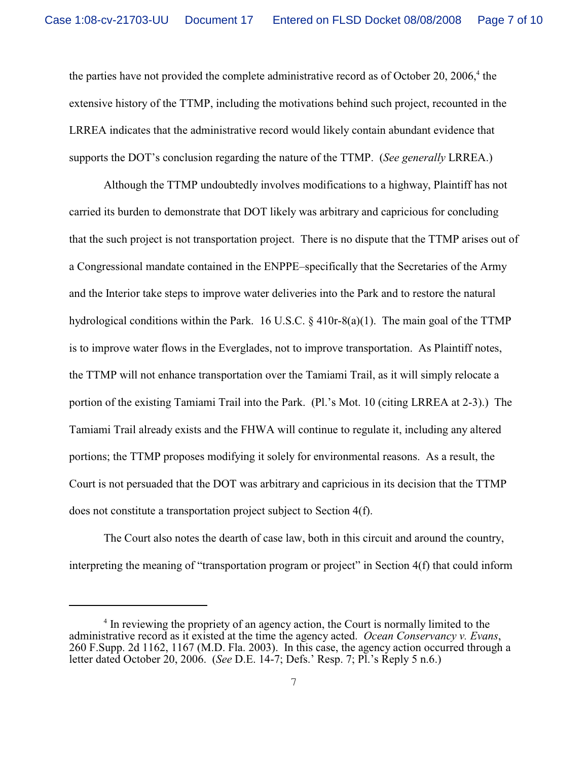the parties have not provided the complete administrative record as of October 20, 2006,[4] the extensive history of the TTMP, including the motivations behind such project, recounted in the LRREA indicates that the administrative record would likely contain abundant evidence that supports the DOT's conclusion regarding the nature of the TTMP. (*See generally* LRREA.)

Although the TTMP undoubtedly involves modifications to a highway, Plaintiff has not carried its burden to demonstrate that DOT likely was arbitrary and capricious for concluding that the such project is not transportation project. There is no dispute that the TTMP arises out of a Congressional mandate contained in the ENPPE–specifically that the Secretaries of the Army and the Interior take steps to improve water deliveries into the Park and to restore the natural hydrological conditions within the Park. 16 U.S.C. § 410r-8(a)(1). The main goal of the TTMP is to improve water flows in the Everglades, not to improve transportation. As Plaintiff notes, the TTMP will not enhance transportation over the Tamiami Trail, as it will simply relocate a portion of the existing Tamiami Trail into the Park. (Pl.'s Mot. 10 (citing LRREA at 2-3).) The Tamiami Trail already exists and the FHWA will continue to regulate it, including any altered portions; the TTMP proposes modifying it solely for environmental reasons. As a result, the Court is not persuaded that the DOT was arbitrary and capricious in its decision that the TTMP does not constitute a transportation project subject to Section 4(f).

The Court also notes the dearth of case law, both in this circuit and around the country, interpreting the meaning of "transportation program or project" in Section 4(f) that could inform

---

[4] In reviewing the propriety of an agency action, the Court is normally limited to the administrative record as it existed at the time the agency acted. *Ocean Conservancy v. Evans*, 260 F.Supp. 2d 1162, 1167 (M.D. Fla. 2003). In this case, the agency action occurred through a letter dated October 20, 2006. (*See* D.E. 14-7; Defs.' Resp. 7; Pl.'s Reply 5 n.6.)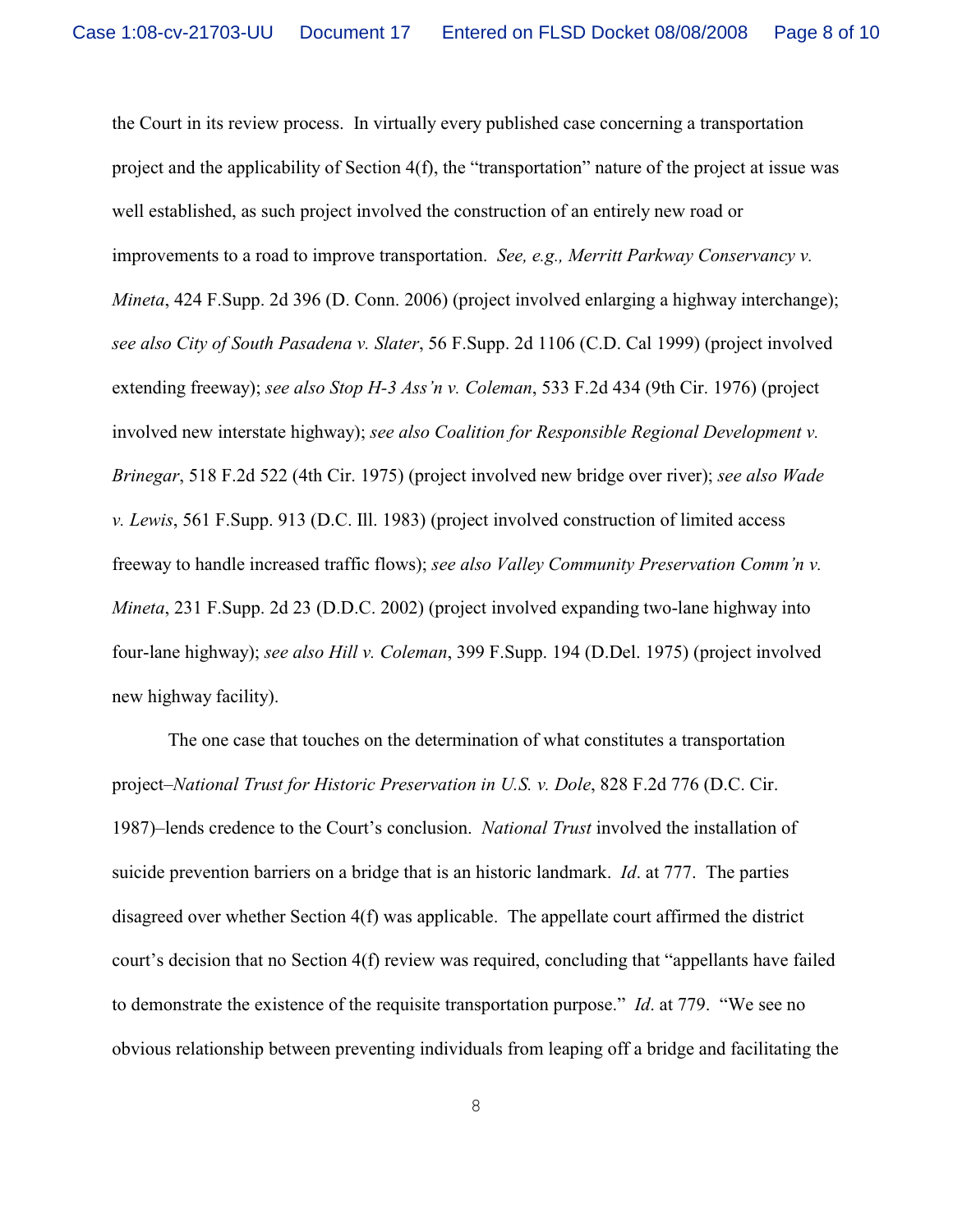the Court in its review process. In virtually every published case concerning a transportation project and the applicability of Section 4(f), the "transportation" nature of the project at issue was well established, as such project involved the construction of an entirely new road or improvements to a road to improve transportation. *See, e.g., Merritt Parkway Conservancy v. Mineta*, 424 F.Supp. 2d 396 (D. Conn. 2006) (project involved enlarging a highway interchange); *see also City of South Pasadena v. Slater*, 56 F.Supp. 2d 1106 (C.D. Cal 1999) (project involved extending freeway); *see also Stop H-3 Ass'n v. Coleman*, 533 F.2d 434 (9th Cir. 1976) (project involved new interstate highway); *see also Coalition for Responsible Regional Development v. Brinegar*, 518 F.2d 522 (4th Cir. 1975) (project involved new bridge over river); *see also Wade v. Lewis*, 561 F.Supp. 913 (D.C. Ill. 1983) (project involved construction of limited access freeway to handle increased traffic flows); *see also Valley Community Preservation Comm'n v. Mineta*, 231 F.Supp. 2d 23 (D.D.C. 2002) (project involved expanding two-lane highway into four-lane highway); *see also Hill v. Coleman*, 399 F.Supp. 194 (D.Del. 1975) (project involved new highway facility).

The one case that touches on the determination of what constitutes a transportation project–*National Trust for Historic Preservation in U.S. v. Dole*, 828 F.2d 776 (D.C. Cir. 1987)–lends credence to the Court's conclusion. *National Trust* involved the installation of suicide prevention barriers on a bridge that is an historic landmark. *Id*. at 777. The parties disagreed over whether Section 4(f) was applicable. The appellate court affirmed the district court's decision that no Section 4(f) review was required, concluding that "appellants have failed to demonstrate the existence of the requisite transportation purpose." *Id*. at 779. "We see no obvious relationship between preventing individuals from leaping off a bridge and facilitating the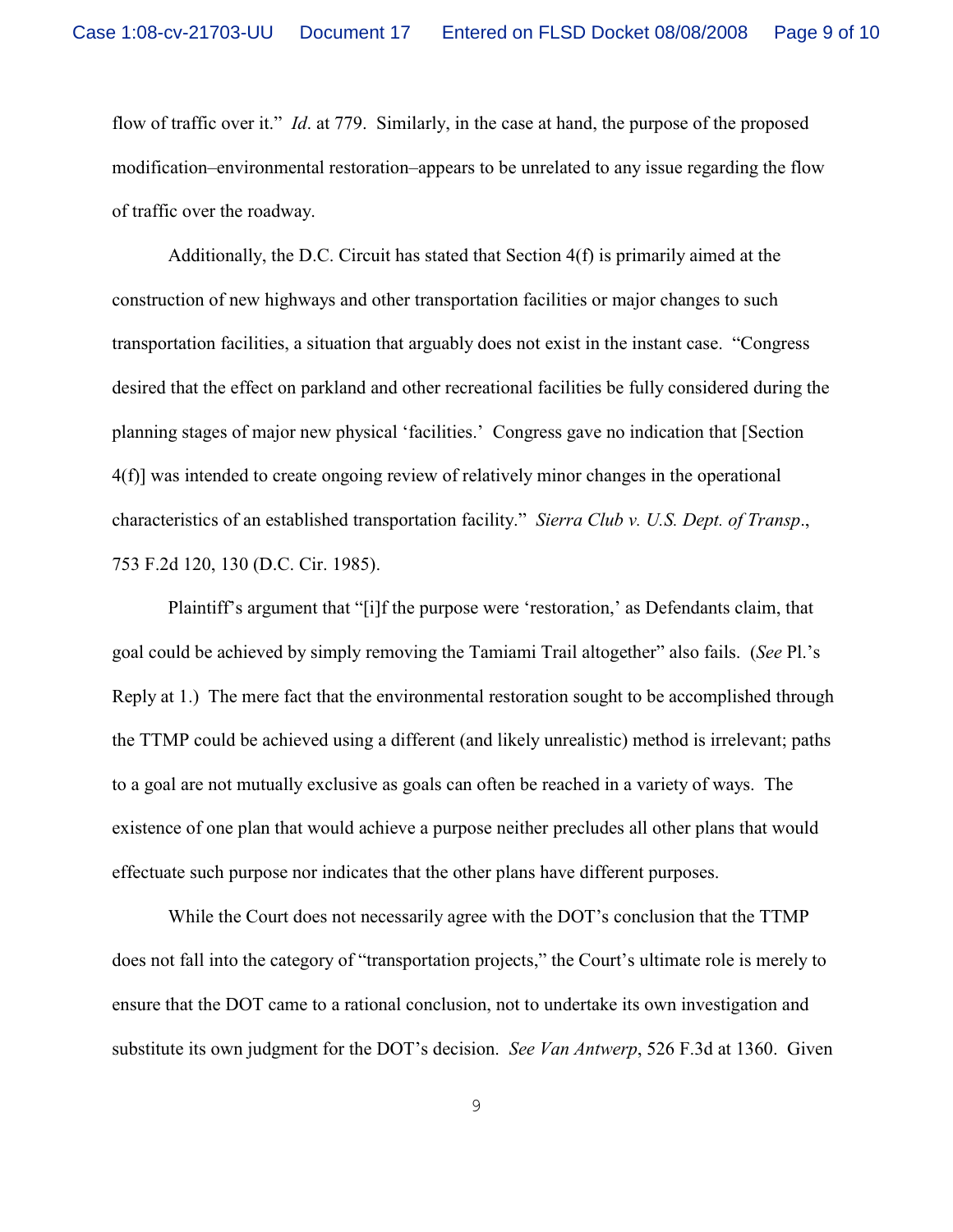flow of traffic over it." *Id*. at 779. Similarly, in the case at hand, the purpose of the proposed modification–environmental restoration–appears to be unrelated to any issue regarding the flow of traffic over the roadway.

Additionally, the D.C. Circuit has stated that Section 4(f) is primarily aimed at the construction of new highways and other transportation facilities or major changes to such transportation facilities, a situation that arguably does not exist in the instant case. "Congress desired that the effect on parkland and other recreational facilities be fully considered during the planning stages of major new physical 'facilities.' Congress gave no indication that [Section 4(f)] was intended to create ongoing review of relatively minor changes in the operational characteristics of an established transportation facility." *Sierra Club v. U.S. Dept. of Transp*., 753 F.2d 120, 130 (D.C. Cir. 1985).

Plaintiff's argument that "[i]f the purpose were 'restoration,' as Defendants claim, that goal could be achieved by simply removing the Tamiami Trail altogether" also fails. (*See* Pl.'s Reply at 1.) The mere fact that the environmental restoration sought to be accomplished through the TTMP could be achieved using a different (and likely unrealistic) method is irrelevant; paths to a goal are not mutually exclusive as goals can often be reached in a variety of ways. The existence of one plan that would achieve a purpose neither precludes all other plans that would effectuate such purpose nor indicates that the other plans have different purposes.

While the Court does not necessarily agree with the DOT's conclusion that the TTMP does not fall into the category of "transportation projects," the Court's ultimate role is merely to ensure that the DOT came to a rational conclusion, not to undertake its own investigation and substitute its own judgment for the DOT's decision. *See Van Antwerp*, 526 F.3d at 1360. Given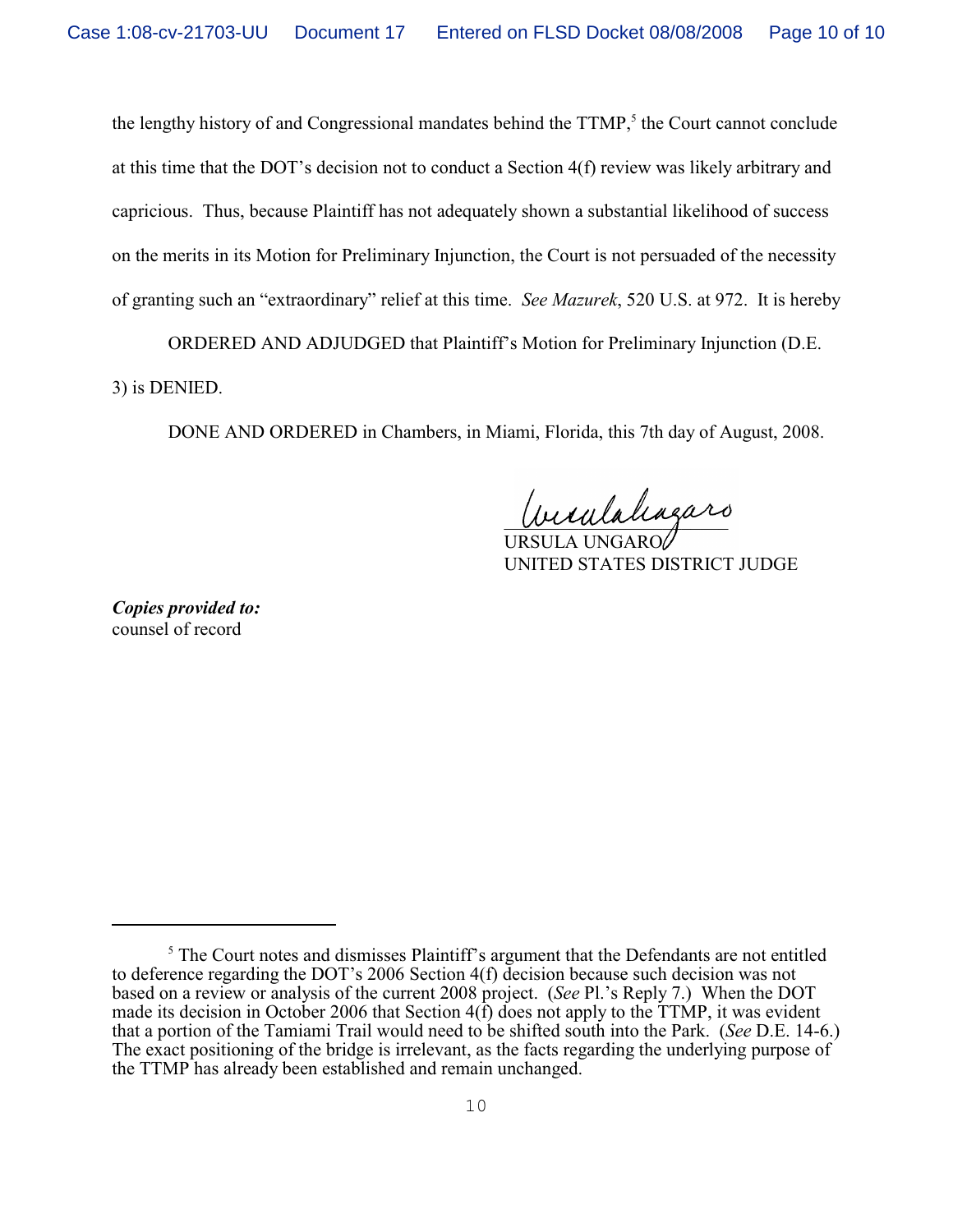the lengthy history of and Congressional mandates behind the TTMP,[5] the Court cannot conclude at this time that the DOT's decision not to conduct a Section 4(f) review was likely arbitrary and capricious. Thus, because Plaintiff has not adequately shown a substantial likelihood of success on the merits in its Motion for Preliminary Injunction, the Court is not persuaded of the necessity of granting such an "extraordinary" relief at this time. *See Mazurek*, 520 U.S. at 972. It is hereby

ORDERED AND ADJUDGED that Plaintiff's Motion for Preliminary Injunction (D.E. 3) is DENIED.

DONE AND ORDERED in Chambers, in Miami, Florida, this 7th day of August, 2008.

URSULA UNGARO
UNITED STATES DISTRICT JUDGE

***Copies provided to:***
counsel of record

---

[5] The Court notes and dismisses Plaintiff's argument that the Defendants are not entitled to deference regarding the DOT's 2006 Section 4(f) decision because such decision was not based on a review or analysis of the current 2008 project. (*See* Pl.'s Reply 7.) When the DOT made its decision in October 2006 that Section 4(f) does not apply to the TTMP, it was evident that a portion of the Tamiami Trail would need to be shifted south into the Park. (*See* D.E. 14-6.) The exact positioning of the bridge is irrelevant, as the facts regarding the underlying purpose of the TTMP has already been established and remain unchanged.